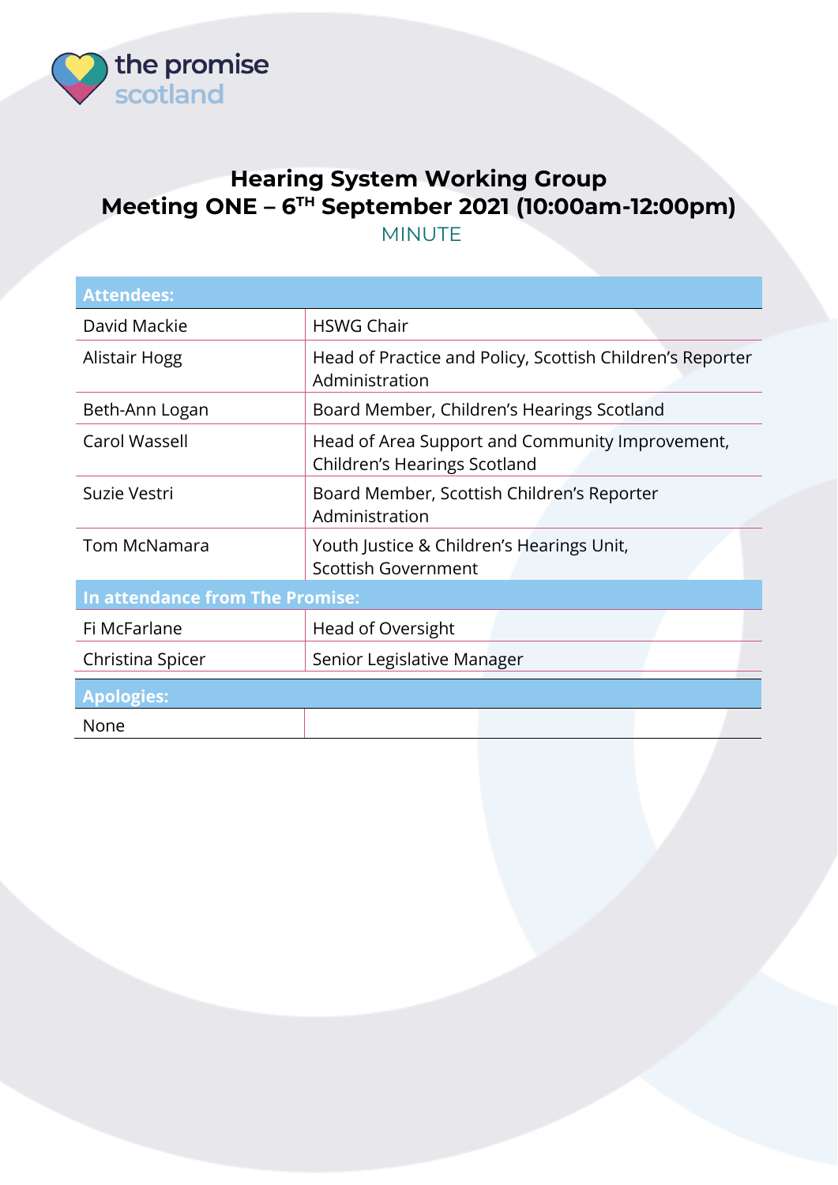# Hearing System Working Group
## Meeting ONE – 6TH September 2021 (10:00am-12:00pm)

MINUTE

| Attendees: | |
|---|---|
| David Mackie | HSWG Chair |
| Alistair Hogg | Head of Practice and Policy, Scottish Children's Reporter Administration |
| Beth-Ann Logan | Board Member, Children's Hearings Scotland |
| Carol Wassell | Head of Area Support and Community Improvement, Children's Hearings Scotland |
| Suzie Vestri | Board Member, Scottish Children's Reporter Administration |
| Tom McNamara | Youth Justice & Children's Hearings Unit, Scottish Government |
| **In attendance from The Promise:** | |
| Fi McFarlane | Head of Oversight |
| Christina Spicer | Senior Legislative Manager |

| Apologies: | |
|---|---|
| None | |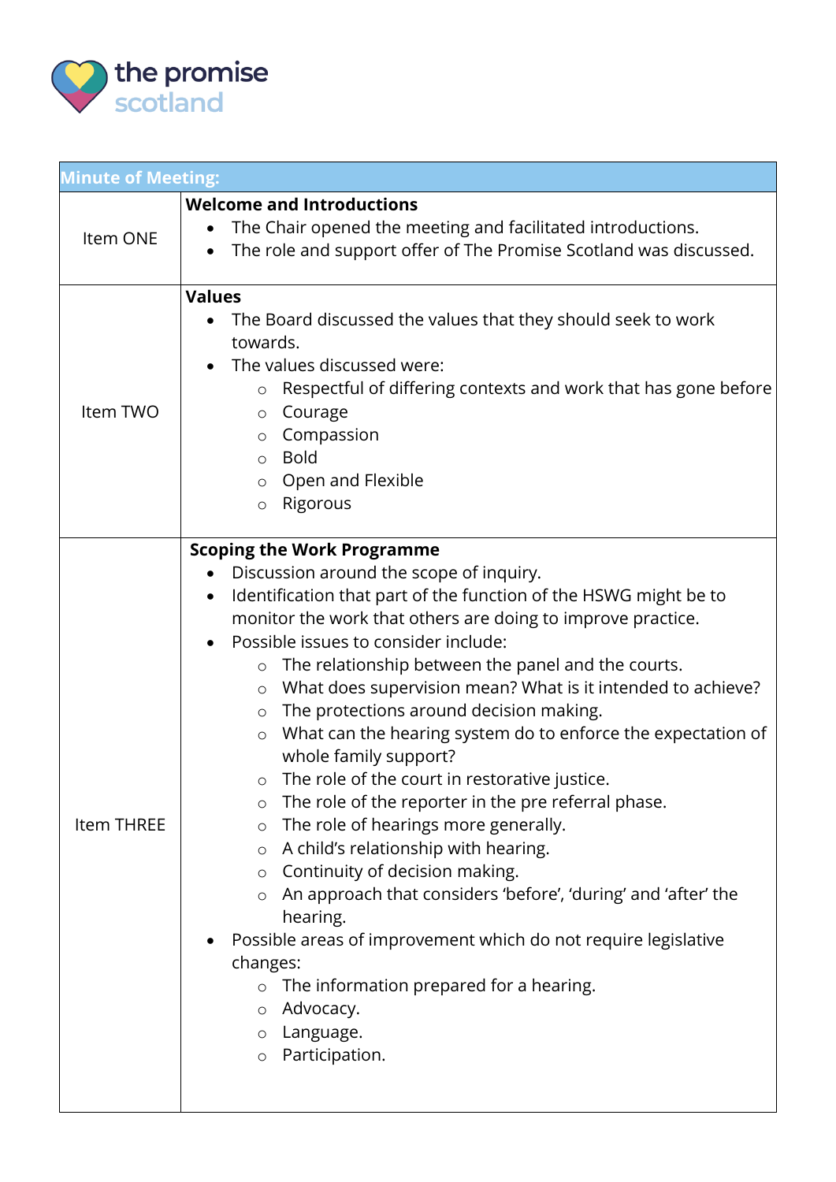**the promise scotland**

| Minute of Meeting: | |
|---|---|
| Item ONE | **Welcome and Introductions**<br>• The Chair opened the meeting and facilitated introductions.<br>• The role and support offer of The Promise Scotland was discussed. |
| Item TWO | **Values**<br>• The Board discussed the values that they should seek to work towards.<br>• The values discussed were:<br>  ○ Respectful of differing contexts and work that has gone before<br>  ○ Courage<br>  ○ Compassion<br>  ○ Bold<br>  ○ Open and Flexible<br>  ○ Rigorous |
| Item THREE | **Scoping the Work Programme**<br>• Discussion around the scope of inquiry.<br>• Identification that part of the function of the HSWG might be to monitor the work that others are doing to improve practice.<br>• Possible issues to consider include:<br>  ○ The relationship between the panel and the courts.<br>  ○ What does supervision mean? What is it intended to achieve?<br>  ○ The protections around decision making.<br>  ○ What can the hearing system do to enforce the expectation of whole family support?<br>  ○ The role of the court in restorative justice.<br>  ○ The role of the reporter in the pre referral phase.<br>  ○ The role of hearings more generally.<br>  ○ A child's relationship with hearing.<br>  ○ Continuity of decision making.<br>  ○ An approach that considers 'before', 'during' and 'after' the hearing.<br>• Possible areas of improvement which do not require legislative changes:<br>  ○ The information prepared for a hearing.<br>  ○ Advocacy.<br>  ○ Language.<br>  ○ Participation. |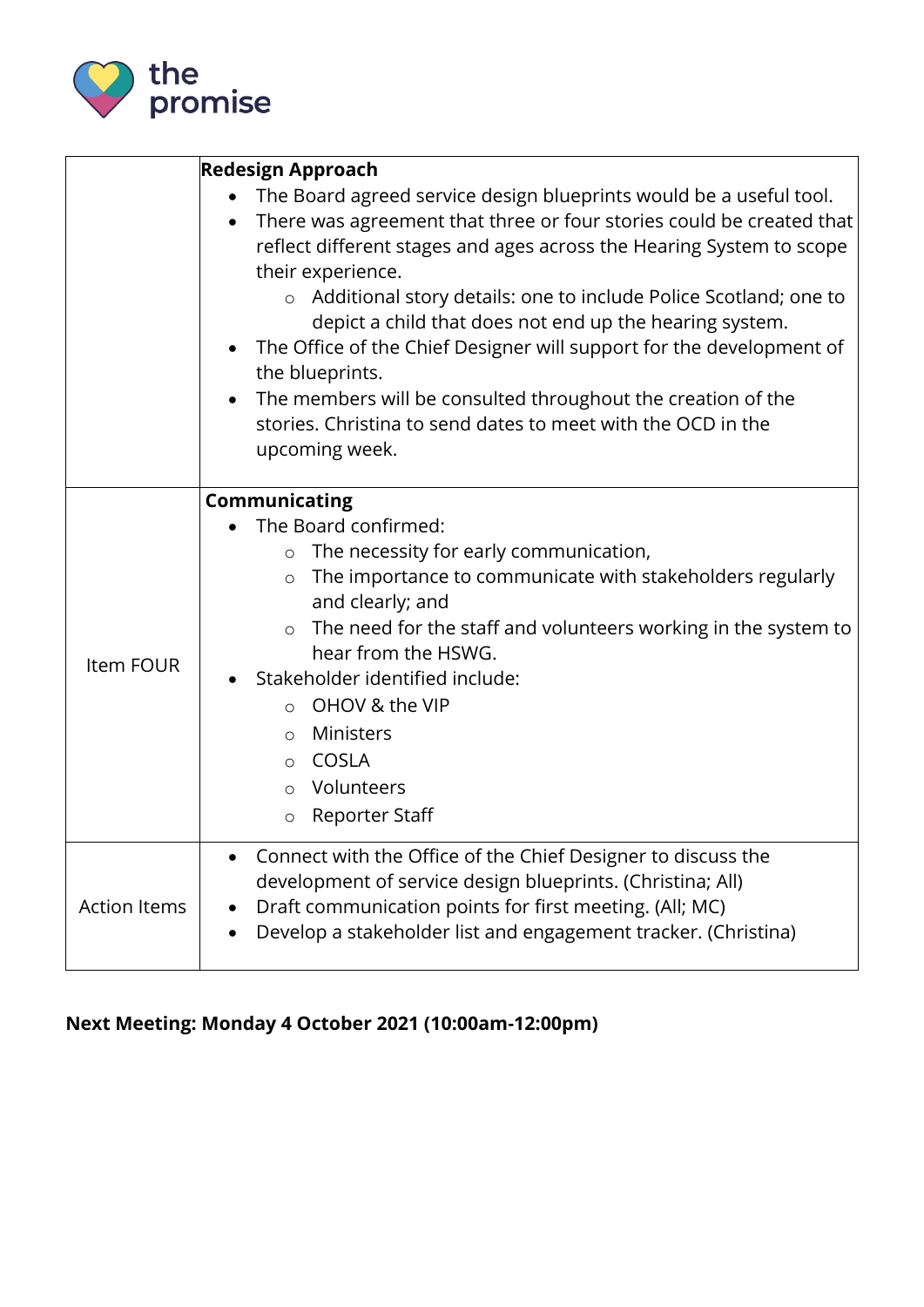| | |
|---|---|
| | **Redesign Approach**<br>• The Board agreed service design blueprints would be a useful tool.<br>• There was agreement that three or four stories could be created that reflect different stages and ages across the Hearing System to scope their experience.<br>  ○ Additional story details: one to include Police Scotland; one to depict a child that does not end up the hearing system.<br>• The Office of the Chief Designer will support for the development of the blueprints.<br>• The members will be consulted throughout the creation of the stories. Christina to send dates to meet with the OCD in the upcoming week. |
| Item FOUR | **Communicating**<br>• The Board confirmed:<br>  ○ The necessity for early communication,<br>  ○ The importance to communicate with stakeholders regularly and clearly; and<br>  ○ The need for the staff and volunteers working in the system to hear from the HSWG.<br>• Stakeholder identified include:<br>  ○ OHOV & the VIP<br>  ○ Ministers<br>  ○ COSLA<br>  ○ Volunteers<br>  ○ Reporter Staff |
| Action Items | • Connect with the Office of the Chief Designer to discuss the development of service design blueprints. (Christina; All)<br>• Draft communication points for first meeting. (All; MC)<br>• Develop a stakeholder list and engagement tracker. (Christina) |

**Next Meeting: Monday 4 October 2021 (10:00am-12:00pm)**